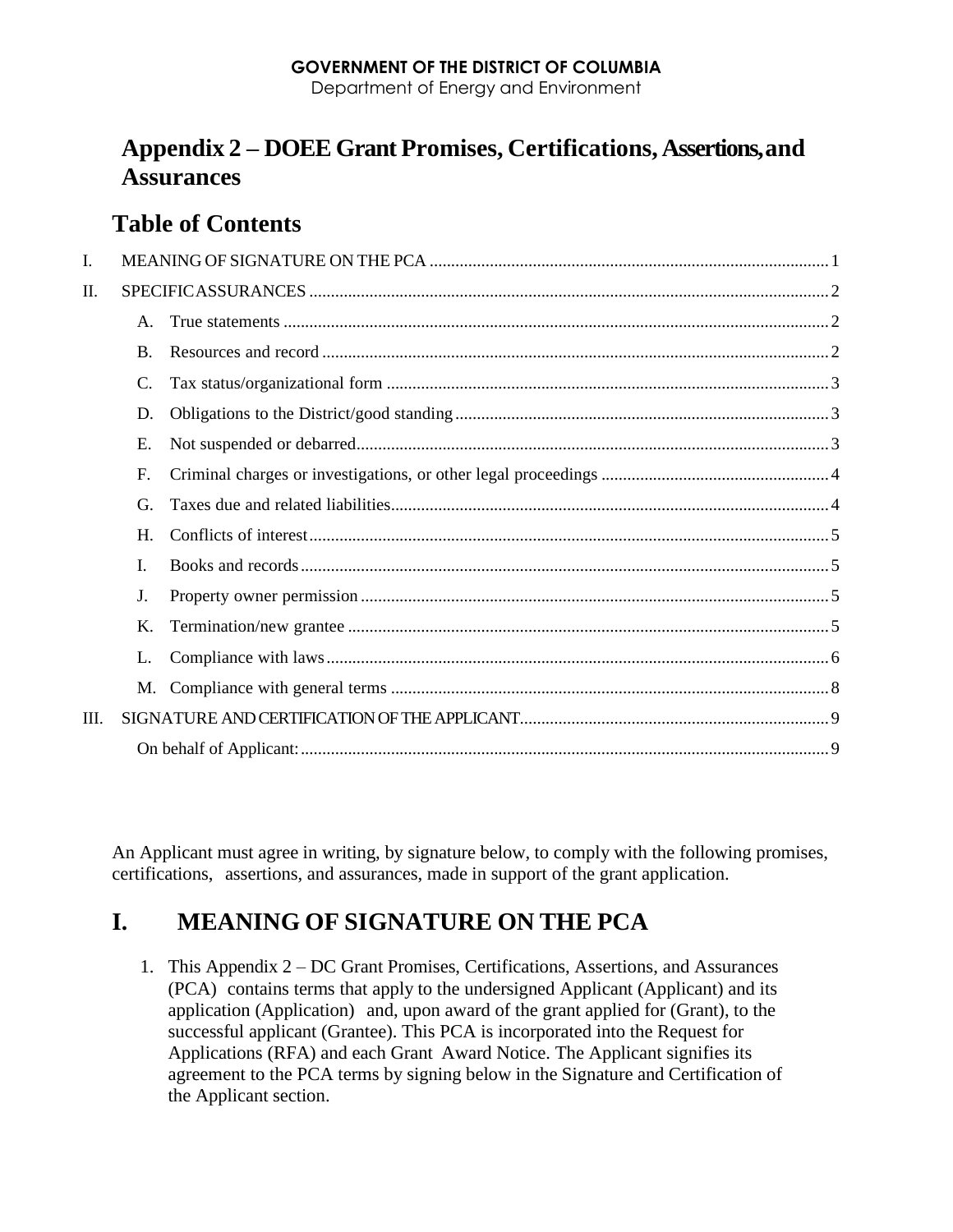**GOVERNMENT OF THE DISTRICT OF COLUMBIA**
Department of Energy and Environment

# Appendix 2 – DOEE Grant Promises, Certifications, Assertions, and Assurances

## Table of Contents

I. MEANING OF SIGNATURE ON THE PCA ........ 1

II. SPECIFIC ASSURANCES ........ 2

- A. True statements ........ 2
- B. Resources and record ........ 2
- C. Tax status/organizational form ........ 3
- D. Obligations to the District/good standing ........ 3
- E. Not suspended or debarred ........ 3
- F. Criminal charges or investigations, or other legal proceedings ........ 4
- G. Taxes due and related liabilities ........ 4
- H. Conflicts of interest ........ 5
- I. Books and records ........ 5
- J. Property owner permission ........ 5
- K. Termination/new grantee ........ 5
- L. Compliance with laws ........ 6
- M. Compliance with general terms ........ 8

III. SIGNATURE AND CERTIFICATION OF THE APPLICANT ........ 9

On behalf of Applicant: ........ 9

An Applicant must agree in writing, by signature below, to comply with the following promises, certifications, assertions, and assurances, made in support of the grant application.

# I. MEANING OF SIGNATURE ON THE PCA

1. This Appendix 2 – DC Grant Promises, Certifications, Assertions, and Assurances (PCA) contains terms that apply to the undersigned Applicant (Applicant) and its application (Application) and, upon award of the grant applied for (Grant), to the successful applicant (Grantee). This PCA is incorporated into the Request for Applications (RFA) and each Grant Award Notice. The Applicant signifies its agreement to the PCA terms by signing below in the Signature and Certification of the Applicant section.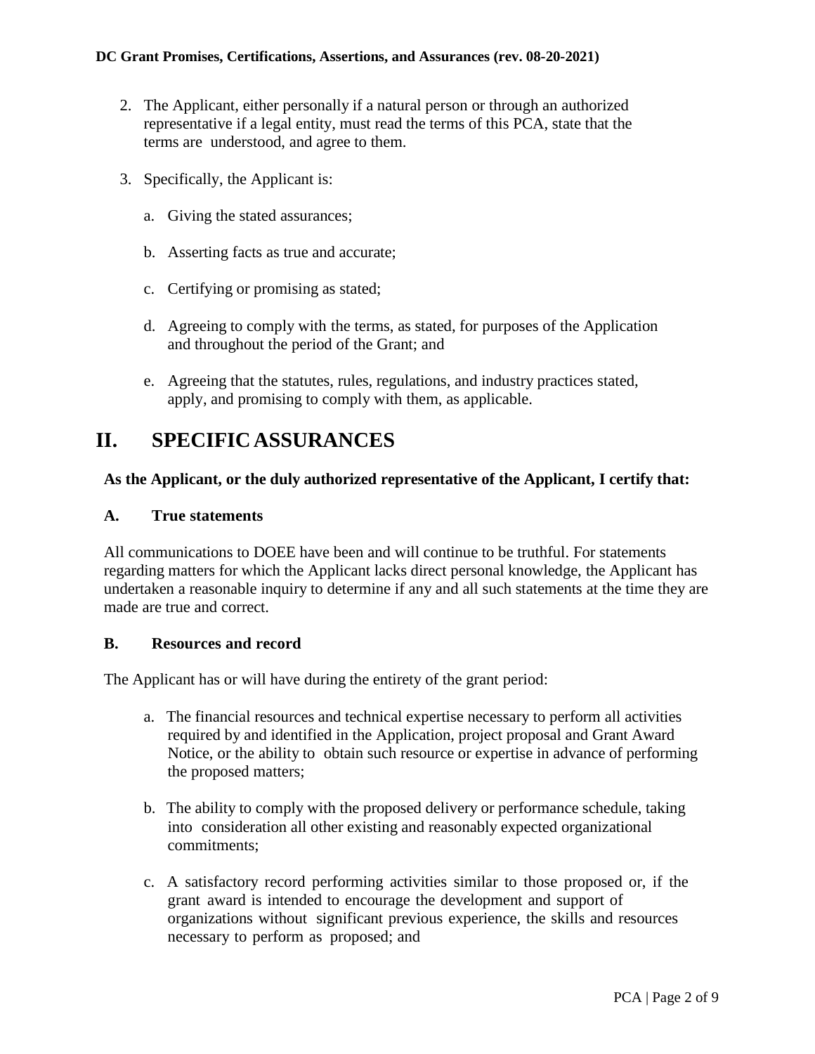2. The Applicant, either personally if a natural person or through an authorized representative if a legal entity, must read the terms of this PCA, state that the terms are understood, and agree to them.

3. Specifically, the Applicant is:

   a. Giving the stated assurances;

   b. Asserting facts as true and accurate;

   c. Certifying or promising as stated;

   d. Agreeing to comply with the terms, as stated, for purposes of the Application and throughout the period of the Grant; and

   e. Agreeing that the statutes, rules, regulations, and industry practices stated, apply, and promising to comply with them, as applicable.

# II. SPECIFIC ASSURANCES

**As the Applicant, or the duly authorized representative of the Applicant, I certify that:**

### A. True statements

All communications to DOEE have been and will continue to be truthful. For statements regarding matters for which the Applicant lacks direct personal knowledge, the Applicant has undertaken a reasonable inquiry to determine if any and all such statements at the time they are made are true and correct.

### B. Resources and record

The Applicant has or will have during the entirety of the grant period:

a. The financial resources and technical expertise necessary to perform all activities required by and identified in the Application, project proposal and Grant Award Notice, or the ability to obtain such resource or expertise in advance of performing the proposed matters;

b. The ability to comply with the proposed delivery or performance schedule, taking into consideration all other existing and reasonably expected organizational commitments;

c. A satisfactory record performing activities similar to those proposed or, if the grant award is intended to encourage the development and support of organizations without significant previous experience, the skills and resources necessary to perform as proposed; and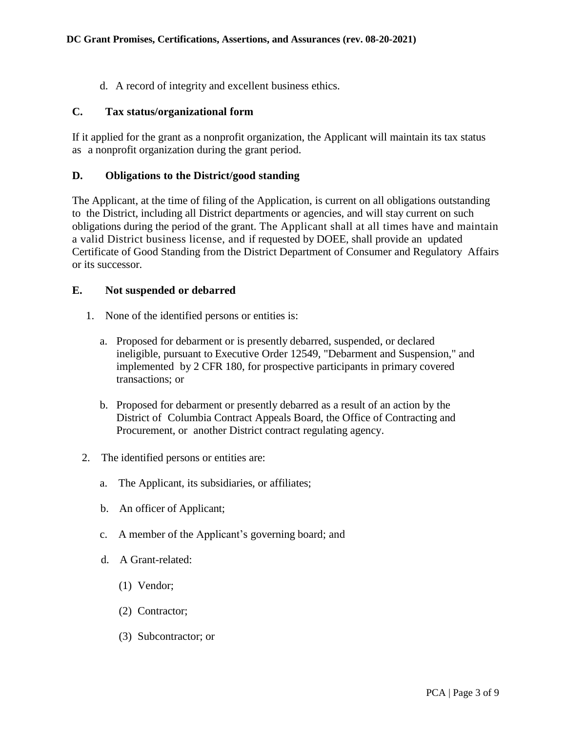d. A record of integrity and excellent business ethics.

### C. Tax status/organizational form

If it applied for the grant as a nonprofit organization, the Applicant will maintain its tax status as a nonprofit organization during the grant period.

### D. Obligations to the District/good standing

The Applicant, at the time of filing of the Application, is current on all obligations outstanding to the District, including all District departments or agencies, and will stay current on such obligations during the period of the grant. The Applicant shall at all times have and maintain a valid District business license, and if requested by DOEE, shall provide an updated Certificate of Good Standing from the District Department of Consumer and Regulatory Affairs or its successor.

### E. Not suspended or debarred

1. None of the identified persons or entities is:

   a. Proposed for debarment or is presently debarred, suspended, or declared ineligible, pursuant to Executive Order 12549, "Debarment and Suspension," and implemented by 2 CFR 180, for prospective participants in primary covered transactions; or

   b. Proposed for debarment or presently debarred as a result of an action by the District of Columbia Contract Appeals Board, the Office of Contracting and Procurement, or another District contract regulating agency.

2. The identified persons or entities are:

   a. The Applicant, its subsidiaries, or affiliates;

   b. An officer of Applicant;

   c. A member of the Applicant's governing board; and

   d. A Grant-related:

      (1) Vendor;

      (2) Contractor;

      (3) Subcontractor; or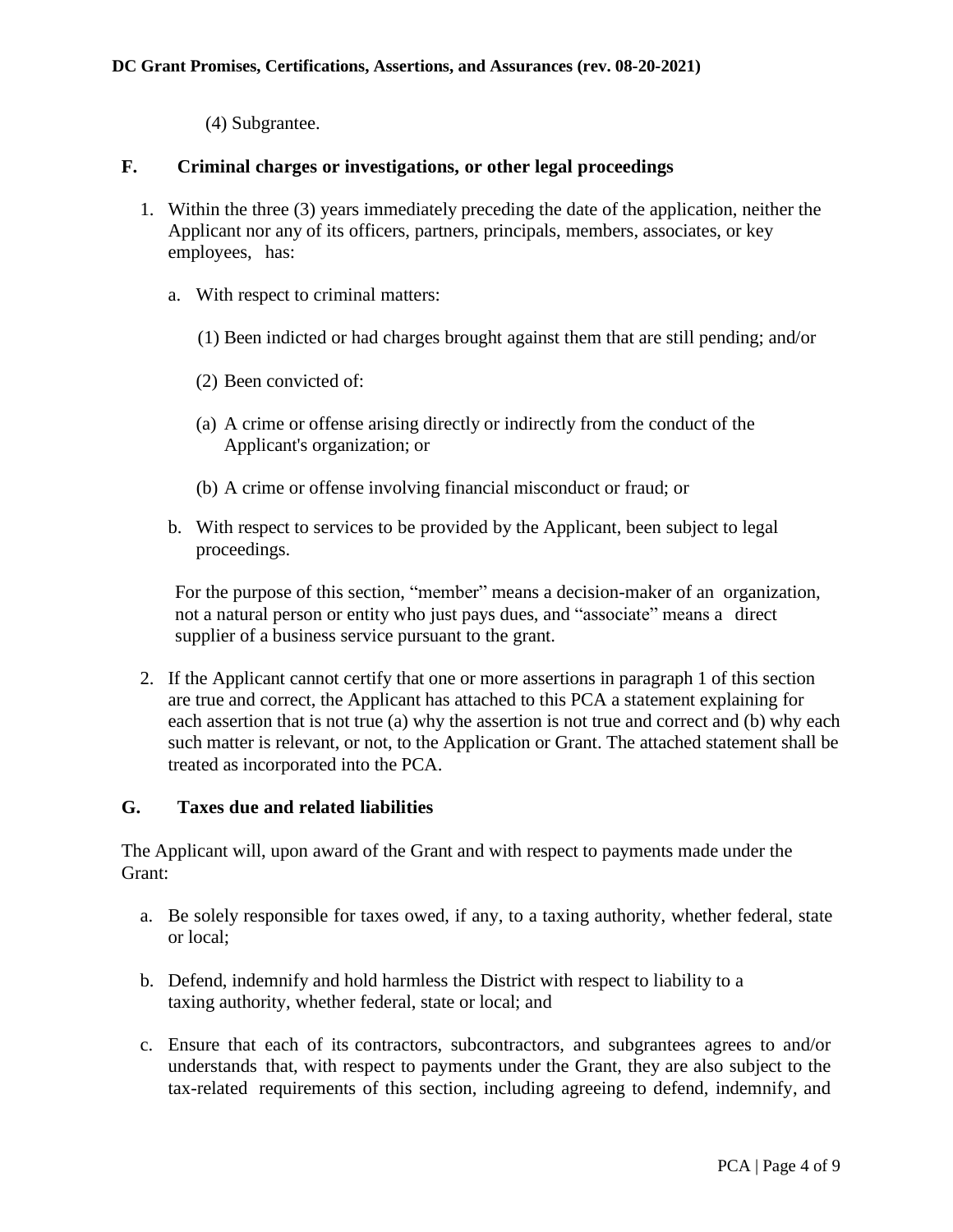(4) Subgrantee.

## F. Criminal charges or investigations, or other legal proceedings

1. Within the three (3) years immediately preceding the date of the application, neither the Applicant nor any of its officers, partners, principals, members, associates, or key employees, has:

   a. With respect to criminal matters:

      (1) Been indicted or had charges brought against them that are still pending; and/or

      (2) Been convicted of:

      (a) A crime or offense arising directly or indirectly from the conduct of the Applicant's organization; or

      (b) A crime or offense involving financial misconduct or fraud; or

   b. With respect to services to be provided by the Applicant, been subject to legal proceedings.

   For the purpose of this section, "member" means a decision-maker of an organization, not a natural person or entity who just pays dues, and "associate" means a direct supplier of a business service pursuant to the grant.

2. If the Applicant cannot certify that one or more assertions in paragraph 1 of this section are true and correct, the Applicant has attached to this PCA a statement explaining for each assertion that is not true (a) why the assertion is not true and correct and (b) why each such matter is relevant, or not, to the Application or Grant. The attached statement shall be treated as incorporated into the PCA.

## G. Taxes due and related liabilities

The Applicant will, upon award of the Grant and with respect to payments made under the Grant:

a. Be solely responsible for taxes owed, if any, to a taxing authority, whether federal, state or local;

b. Defend, indemnify and hold harmless the District with respect to liability to a taxing authority, whether federal, state or local; and

c. Ensure that each of its contractors, subcontractors, and subgrantees agrees to and/or understands that, with respect to payments under the Grant, they are also subject to the tax-related requirements of this section, including agreeing to defend, indemnify, and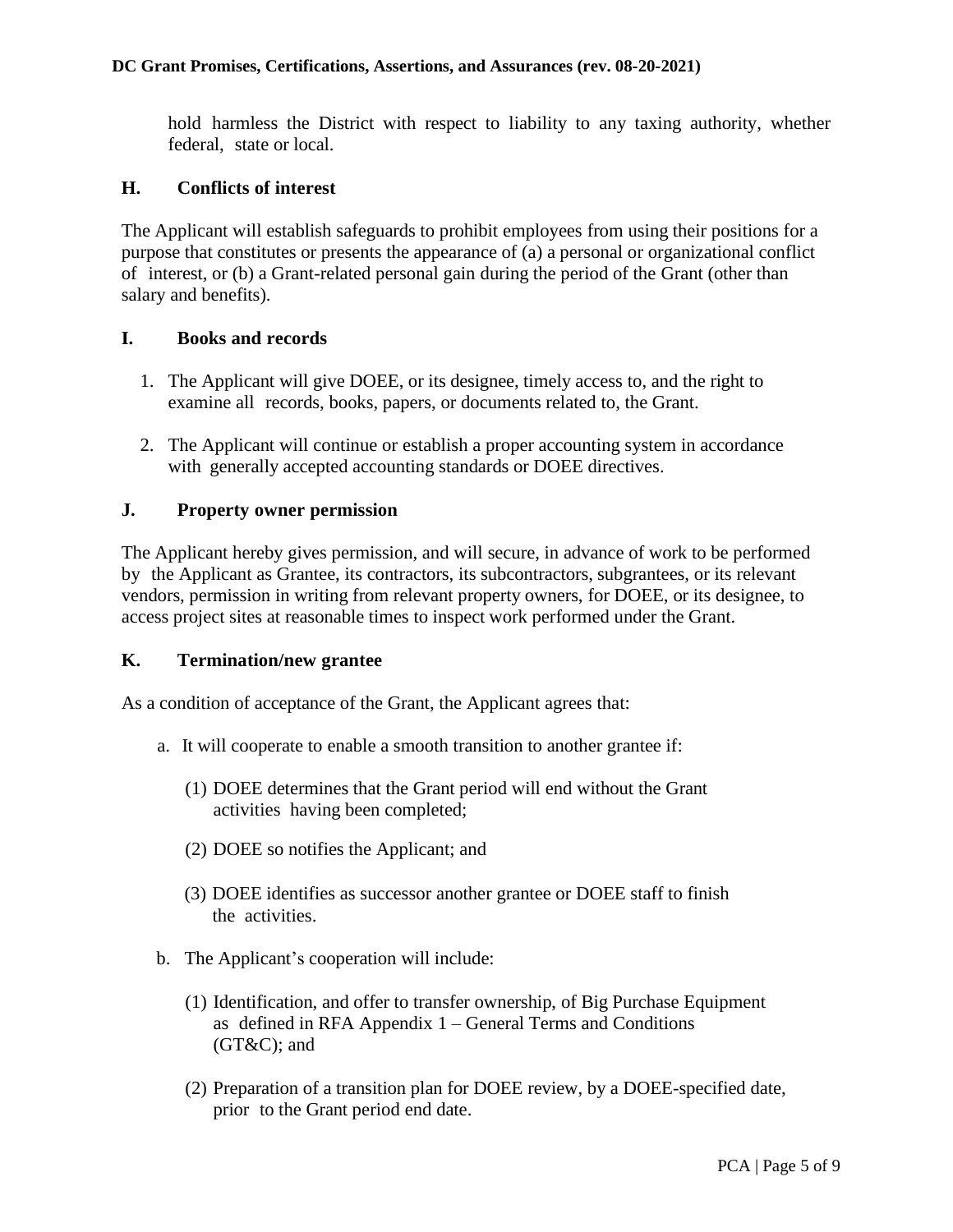hold harmless the District with respect to liability to any taxing authority, whether federal, state or local.

## H. Conflicts of interest

The Applicant will establish safeguards to prohibit employees from using their positions for a purpose that constitutes or presents the appearance of (a) a personal or organizational conflict of interest, or (b) a Grant-related personal gain during the period of the Grant (other than salary and benefits).

## I. Books and records

1. The Applicant will give DOEE, or its designee, timely access to, and the right to examine all records, books, papers, or documents related to, the Grant.
2. The Applicant will continue or establish a proper accounting system in accordance with generally accepted accounting standards or DOEE directives.

## J. Property owner permission

The Applicant hereby gives permission, and will secure, in advance of work to be performed by the Applicant as Grantee, its contractors, its subcontractors, subgrantees, or its relevant vendors, permission in writing from relevant property owners, for DOEE, or its designee, to access project sites at reasonable times to inspect work performed under the Grant.

## K. Termination/new grantee

As a condition of acceptance of the Grant, the Applicant agrees that:

a. It will cooperate to enable a smooth transition to another grantee if:

   (1) DOEE determines that the Grant period will end without the Grant activities having been completed;

   (2) DOEE so notifies the Applicant; and

   (3) DOEE identifies as successor another grantee or DOEE staff to finish the activities.

b. The Applicant's cooperation will include:

   (1) Identification, and offer to transfer ownership, of Big Purchase Equipment as defined in RFA Appendix 1 – General Terms and Conditions (GT&C); and

   (2) Preparation of a transition plan for DOEE review, by a DOEE-specified date, prior to the Grant period end date.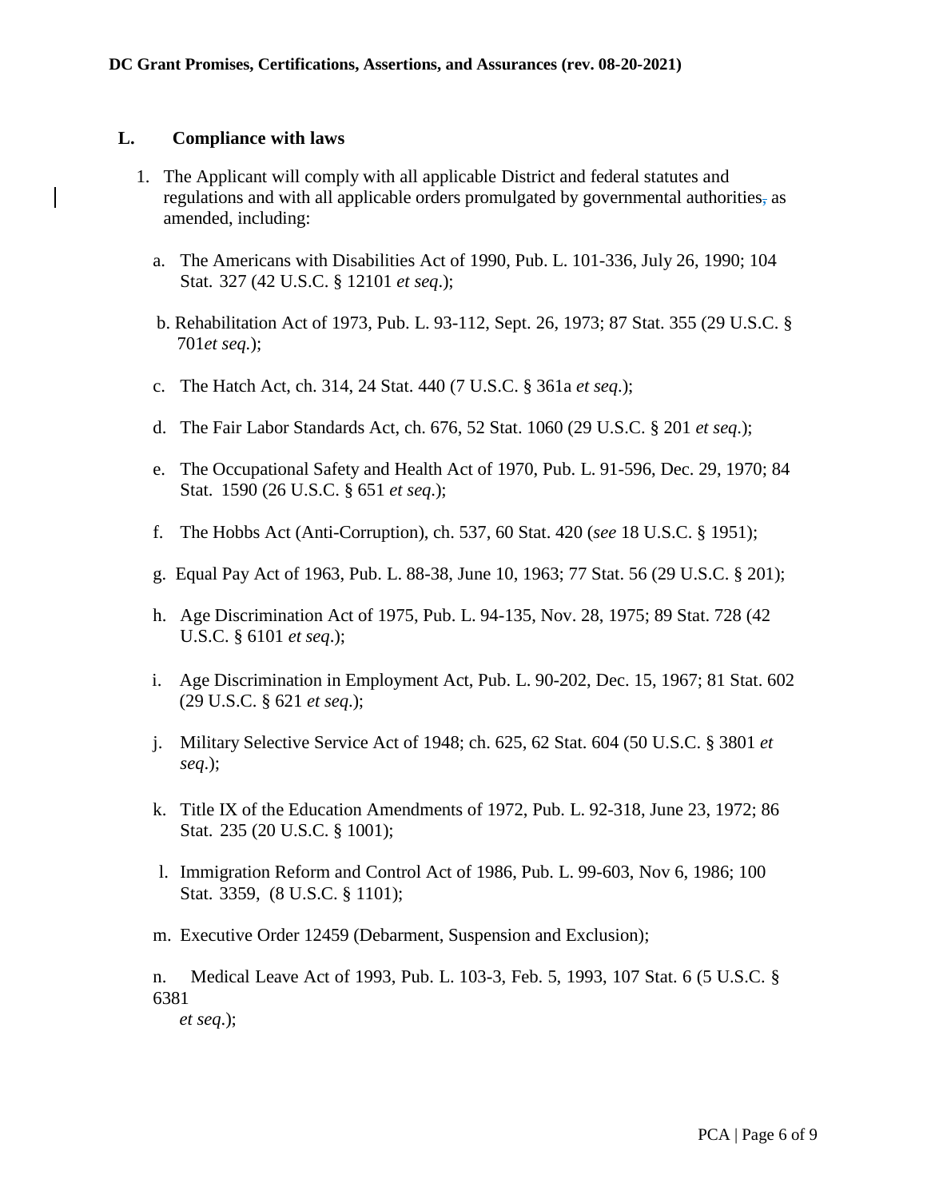## L. Compliance with laws

1. The Applicant will comply with all applicable District and federal statutes and regulations and with all applicable orders promulgated by governmental authorities, as amended, including:

   a. The Americans with Disabilities Act of 1990, Pub. L. 101-336, July 26, 1990; 104 Stat. 327 (42 U.S.C. § 12101 *et seq*.);

   b. Rehabilitation Act of 1973, Pub. L. 93-112, Sept. 26, 1973; 87 Stat. 355 (29 U.S.C. § 701*et seq.*);

   c. The Hatch Act, ch. 314, 24 Stat. 440 (7 U.S.C. § 361a *et seq*.);

   d. The Fair Labor Standards Act, ch. 676, 52 Stat. 1060 (29 U.S.C. § 201 *et seq*.);

   e. The Occupational Safety and Health Act of 1970, Pub. L. 91-596, Dec. 29, 1970; 84 Stat. 1590 (26 U.S.C. § 651 *et seq.*);

   f. The Hobbs Act (Anti-Corruption), ch. 537, 60 Stat. 420 (*see* 18 U.S.C. § 1951);

   g. Equal Pay Act of 1963, Pub. L. 88-38, June 10, 1963; 77 Stat. 56 (29 U.S.C. § 201);

   h. Age Discrimination Act of 1975, Pub. L. 94-135, Nov. 28, 1975; 89 Stat. 728 (42 U.S.C. § 6101 *et seq*.);

   i. Age Discrimination in Employment Act, Pub. L. 90-202, Dec. 15, 1967; 81 Stat. 602 (29 U.S.C. § 621 *et seq*.);

   j. Military Selective Service Act of 1948; ch. 625, 62 Stat. 604 (50 U.S.C. § 3801 *et seq*.);

   k. Title IX of the Education Amendments of 1972, Pub. L. 92-318, June 23, 1972; 86 Stat. 235 (20 U.S.C. § 1001);

   l. Immigration Reform and Control Act of 1986, Pub. L. 99-603, Nov 6, 1986; 100 Stat. 3359, (8 U.S.C. § 1101);

   m. Executive Order 12459 (Debarment, Suspension and Exclusion);

   n. Medical Leave Act of 1993, Pub. L. 103-3, Feb. 5, 1993, 107 Stat. 6 (5 U.S.C. § 6381 *et seq*.);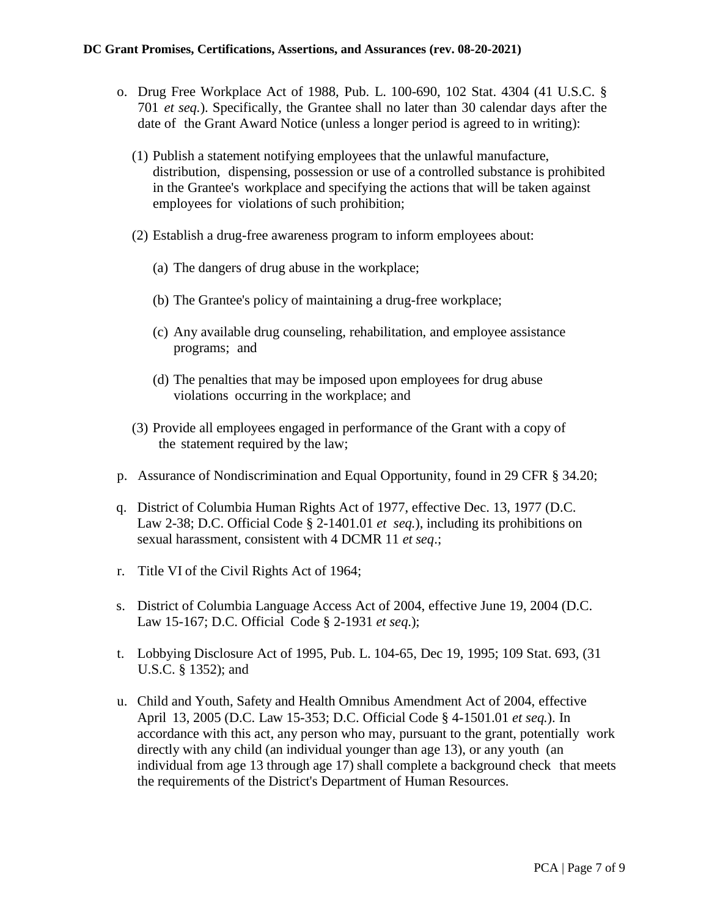o. Drug Free Workplace Act of 1988, Pub. L. 100-690, 102 Stat. 4304 (41 U.S.C. § 701 *et seq.*). Specifically, the Grantee shall no later than 30 calendar days after the date of the Grant Award Notice (unless a longer period is agreed to in writing):

   (1) Publish a statement notifying employees that the unlawful manufacture, distribution, dispensing, possession or use of a controlled substance is prohibited in the Grantee's workplace and specifying the actions that will be taken against employees for violations of such prohibition;

   (2) Establish a drug-free awareness program to inform employees about:

      (a) The dangers of drug abuse in the workplace;

      (b) The Grantee's policy of maintaining a drug-free workplace;

      (c) Any available drug counseling, rehabilitation, and employee assistance programs; and

      (d) The penalties that may be imposed upon employees for drug abuse violations occurring in the workplace; and

   (3) Provide all employees engaged in performance of the Grant with a copy of the statement required by the law;

p. Assurance of Nondiscrimination and Equal Opportunity, found in 29 CFR § 34.20;

q. District of Columbia Human Rights Act of 1977, effective Dec. 13, 1977 (D.C. Law 2-38; D.C. Official Code § 2-1401.01 *et seq.*), including its prohibitions on sexual harassment, consistent with 4 DCMR 11 *et seq*.;

r. Title VI of the Civil Rights Act of 1964;

s. District of Columbia Language Access Act of 2004, effective June 19, 2004 (D.C. Law 15-167; D.C. Official Code § 2-1931 *et seq.*);

t. Lobbying Disclosure Act of 1995, Pub. L. 104-65, Dec 19, 1995; 109 Stat. 693, (31 U.S.C. § 1352); and

u. Child and Youth, Safety and Health Omnibus Amendment Act of 2004, effective April 13, 2005 (D.C. Law 15-353; D.C. Official Code § 4-1501.01 *et seq.*). In accordance with this act, any person who may, pursuant to the grant, potentially work directly with any child (an individual younger than age 13), or any youth (an individual from age 13 through age 17) shall complete a background check that meets the requirements of the District's Department of Human Resources.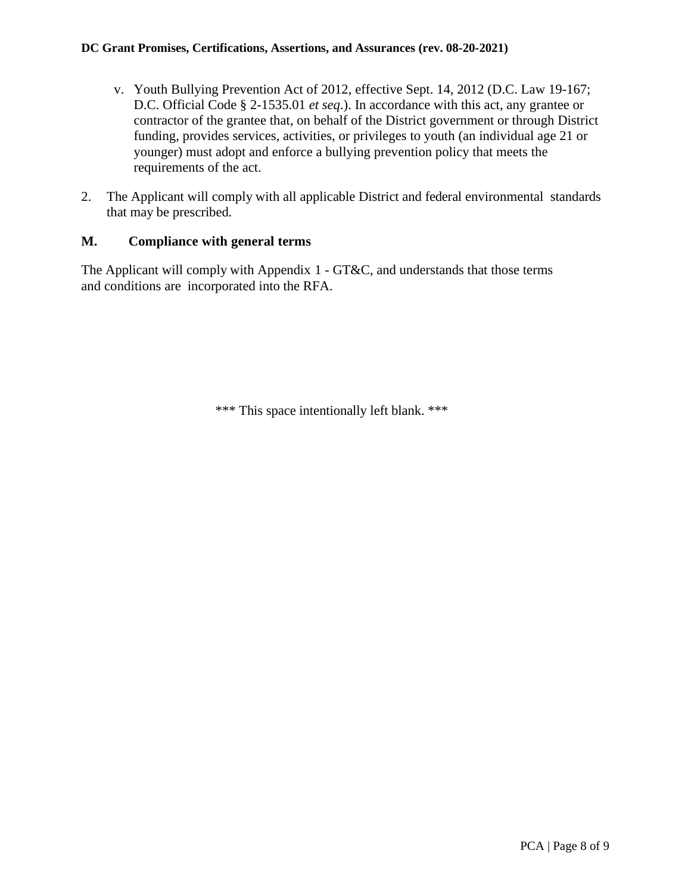v. Youth Bullying Prevention Act of 2012, effective Sept. 14, 2012 (D.C. Law 19-167; D.C. Official Code § 2-1535.01 *et seq*.). In accordance with this act, any grantee or contractor of the grantee that, on behalf of the District government or through District funding, provides services, activities, or privileges to youth (an individual age 21 or younger) must adopt and enforce a bullying prevention policy that meets the requirements of the act.

2. The Applicant will comply with all applicable District and federal environmental standards that may be prescribed.

## M. Compliance with general terms

The Applicant will comply with Appendix 1 - GT&C, and understands that those terms and conditions are incorporated into the RFA.

*** This space intentionally left blank. ***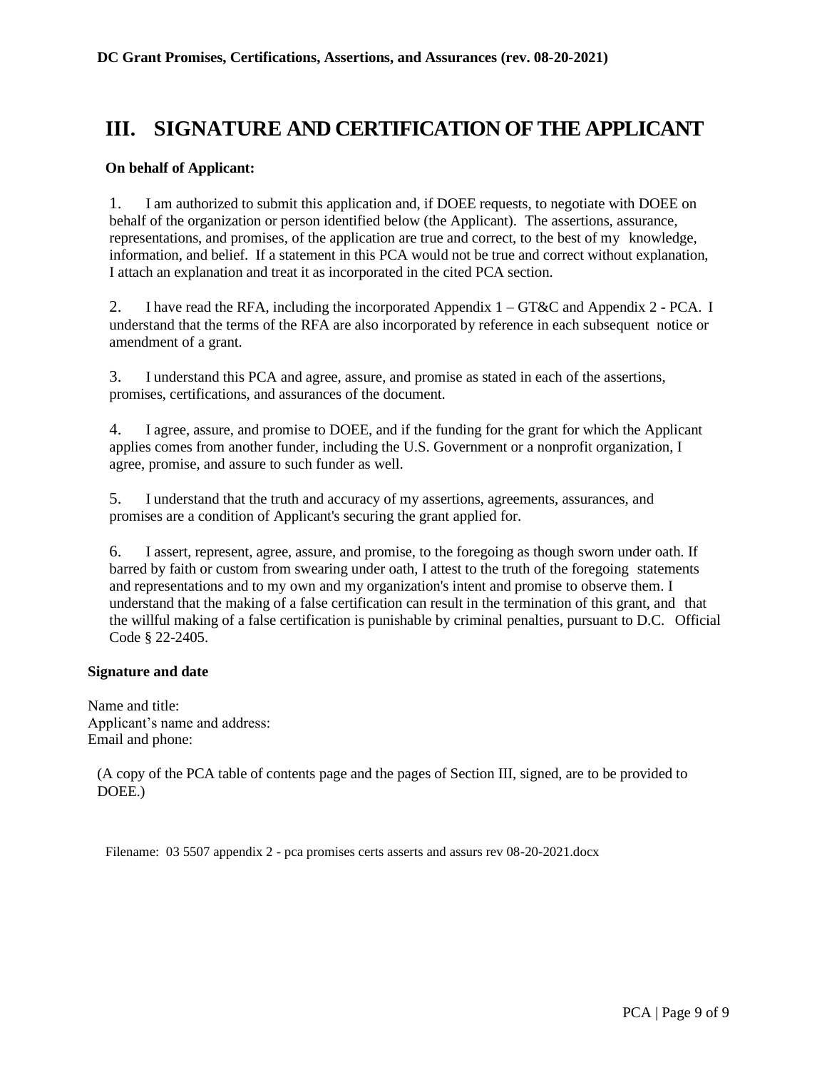# III. SIGNATURE AND CERTIFICATION OF THE APPLICANT

**On behalf of Applicant:**

1. I am authorized to submit this application and, if DOEE requests, to negotiate with DOEE on behalf of the organization or person identified below (the Applicant). The assertions, assurance, representations, and promises, of the application are true and correct, to the best of my knowledge, information, and belief. If a statement in this PCA would not be true and correct without explanation, I attach an explanation and treat it as incorporated in the cited PCA section.

2. I have read the RFA, including the incorporated Appendix 1 – GT&C and Appendix 2 - PCA. I understand that the terms of the RFA are also incorporated by reference in each subsequent notice or amendment of a grant.

3. I understand this PCA and agree, assure, and promise as stated in each of the assertions, promises, certifications, and assurances of the document.

4. I agree, assure, and promise to DOEE, and if the funding for the grant for which the Applicant applies comes from another funder, including the U.S. Government or a nonprofit organization, I agree, promise, and assure to such funder as well.

5. I understand that the truth and accuracy of my assertions, agreements, assurances, and promises are a condition of Applicant's securing the grant applied for.

6. I assert, represent, agree, assure, and promise, to the foregoing as though sworn under oath. If barred by faith or custom from swearing under oath, I attest to the truth of the foregoing statements and representations and to my own and my organization's intent and promise to observe them. I understand that the making of a false certification can result in the termination of this grant, and that the willful making of a false certification is punishable by criminal penalties, pursuant to D.C. Official Code § 22-2405.

**Signature and date**

Name and title:
Applicant's name and address:
Email and phone:

(A copy of the PCA table of contents page and the pages of Section III, signed, are to be provided to DOEE.)

Filename: 03 5507 appendix 2 - pca promises certs asserts and assurs rev 08-20-2021.docx